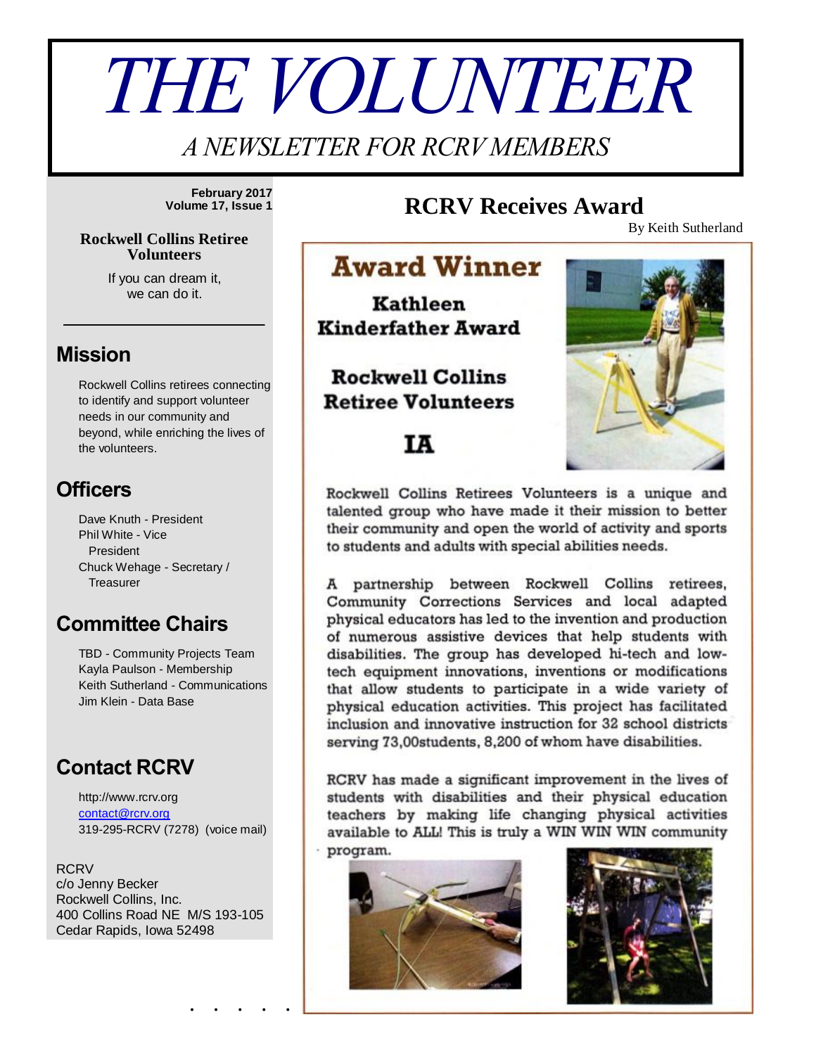# THE VOLUNTEER

*A NEWSLETTER FOR RCRV MEMBERS*

**February 2017**
**Volume 17, Issue 1**

**Rockwell Collins Retiree Volunteers**

If you can dream it,
we can do it.

## Mission

Rockwell Collins retirees connecting to identify and support volunteer needs in our community and beyond, while enriching the lives of the volunteers.

## Officers

Dave Knuth - President
Phil White - Vice President
Chuck Wehage - Secretary / Treasurer

## Committee Chairs

TBD - Community Projects Team
Kayla Paulson - Membership
Keith Sutherland - Communications
Jim Klein - Data Base

## Contact RCRV

http://www.rcrv.org
contact@rcrv.org
319-295-RCRV (7278) (voice mail)

RCRV
c/o Jenny Becker
Rockwell Collins, Inc.
400 Collins Road NE M/S 193-105
Cedar Rapids, Iowa 52498

## RCRV Receives Award

By Keith Sutherland

### Award Winner

**Kathleen Kinderfather Award**

**Rockwell Collins Retiree Volunteers**

**IA**

Rockwell Collins Retirees Volunteers is a unique and talented group who have made it their mission to better their community and open the world of activity and sports to students and adults with special abilities needs.

A partnership between Rockwell Collins retirees, Community Corrections Services and local adapted physical educators has led to the invention and production of numerous assistive devices that help students with disabilities. The group has developed hi-tech and low-tech equipment innovations, inventions or modifications that allow students to participate in a wide variety of physical education activities. This project has facilitated inclusion and innovative instruction for 32 school districts serving 73,00students, 8,200 of whom have disabilities.

RCRV has made a significant improvement in the lives of students with disabilities and their physical education teachers by making life changing physical activities available to ALL! This is truly a WIN WIN WIN community program.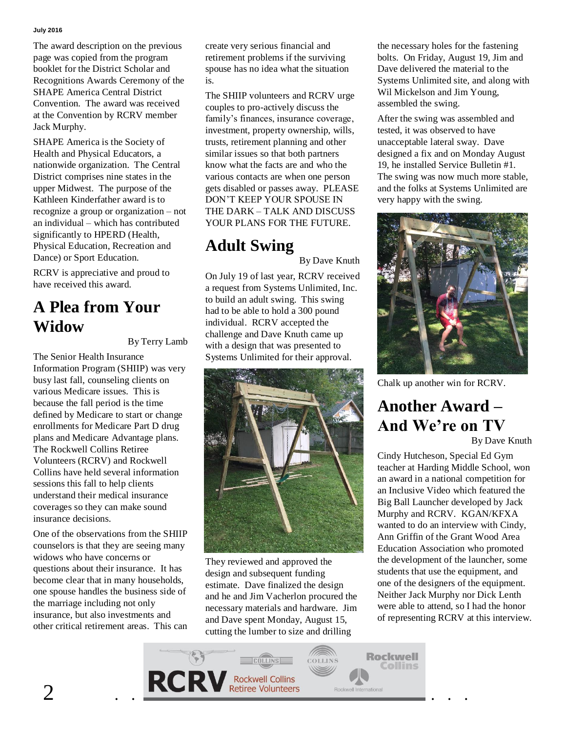The award description on the previous page was copied from the program booklet for the District Scholar and Recognitions Awards Ceremony of the SHAPE America Central District Convention. The award was received at the Convention by RCRV member Jack Murphy.

SHAPE America is the Society of Health and Physical Educators, a nationwide organization. The Central District comprises nine states in the upper Midwest. The purpose of the Kathleen Kinderfather award is to recognize a group or organization – not an individual – which has contributed significantly to HPERD (Health, Physical Education, Recreation and Dance) or Sport Education.

RCRV is appreciative and proud to have received this award.

# A Plea from Your Widow

By Terry Lamb

The Senior Health Insurance Information Program (SHIIP) was very busy last fall, counseling clients on various Medicare issues. This is because the fall period is the time defined by Medicare to start or change enrollments for Medicare Part D drug plans and Medicare Advantage plans. The Rockwell Collins Retiree Volunteers (RCRV) and Rockwell Collins have held several information sessions this fall to help clients understand their medical insurance coverages so they can make sound insurance decisions.

One of the observations from the SHIIP counselors is that they are seeing many widows who have concerns or questions about their insurance. It has become clear that in many households, one spouse handles the business side of the marriage including not only insurance, but also investments and other critical retirement areas. This can create very serious financial and retirement problems if the surviving spouse has no idea what the situation is.

The SHIIP volunteers and RCRV urge couples to pro-actively discuss the family's finances, insurance coverage, investment, property ownership, wills, trusts, retirement planning and other similar issues so that both partners know what the facts are and who the various contacts are when one person gets disabled or passes away. PLEASE DON'T KEEP YOUR SPOUSE IN THE DARK – TALK AND DISCUSS YOUR PLANS FOR THE FUTURE.

# Adult Swing

By Dave Knuth

On July 19 of last year, RCRV received a request from Systems Unlimited, Inc. to build an adult swing. This swing had to be able to hold a 300 pound individual. RCRV accepted the challenge and Dave Knuth came up with a design that was presented to Systems Unlimited for their approval.

They reviewed and approved the design and subsequent funding estimate. Dave finalized the design and he and Jim Vacherlon procured the necessary materials and hardware. Jim and Dave spent Monday, August 15, cutting the lumber to size and drilling the necessary holes for the fastening bolts. On Friday, August 19, Jim and Dave delivered the material to the Systems Unlimited site, and along with Wil Mickelson and Jim Young, assembled the swing.

After the swing was assembled and tested, it was observed to have unacceptable lateral sway. Dave designed a fix and on Monday August 19, he installed Service Bulletin #1. The swing was now much more stable, and the folks at Systems Unlimited are very happy with the swing.

Chalk up another win for RCRV.

# Another Award – And We're on TV

By Dave Knuth

Cindy Hutcheson, Special Ed Gym teacher at Harding Middle School, won an award in a national competition for an Inclusive Video which featured the Big Ball Launcher developed by Jack Murphy and RCRV. KGAN/KFXA wanted to do an interview with Cindy, Ann Griffin of the Grant Wood Area Education Association who promoted the development of the launcher, some students that use the equipment, and one of the designers of the equipment. Neither Jack Murphy nor Dick Lenth were able to attend, so I had the honor of representing RCRV at this interview.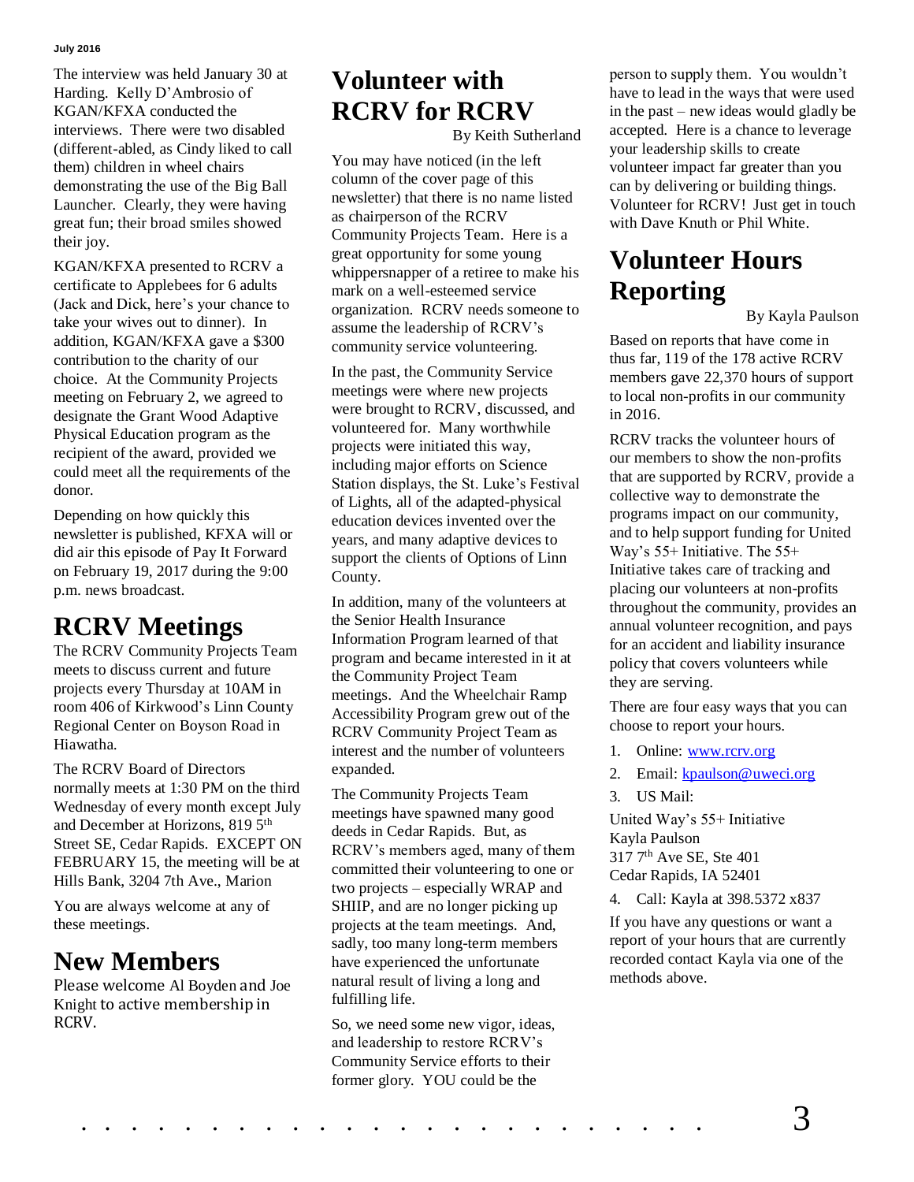The interview was held January 30 at Harding. Kelly D'Ambrosio of KGAN/KFXA conducted the interviews. There were two disabled (different-abled, as Cindy liked to call them) children in wheel chairs demonstrating the use of the Big Ball Launcher. Clearly, they were having great fun; their broad smiles showed their joy.

KGAN/KFXA presented to RCRV a certificate to Applebees for 6 adults (Jack and Dick, here's your chance to take your wives out to dinner). In addition, KGAN/KFXA gave a $300 contribution to the charity of our choice. At the Community Projects meeting on February 2, we agreed to designate the Grant Wood Adaptive Physical Education program as the recipient of the award, provided we could meet all the requirements of the donor.

Depending on how quickly this newsletter is published, KFXA will or did air this episode of Pay It Forward on February 19, 2017 during the 9:00 p.m. news broadcast.

# RCRV Meetings

The RCRV Community Projects Team meets to discuss current and future projects every Thursday at 10AM in room 406 of Kirkwood's Linn County Regional Center on Boyson Road in Hiawatha.

The RCRV Board of Directors normally meets at 1:30 PM on the third Wednesday of every month except July and December at Horizons, 819 5th Street SE, Cedar Rapids. EXCEPT ON FEBRUARY 15, the meeting will be at Hills Bank, 3204 7th Ave., Marion

You are always welcome at any of these meetings.

# New Members

Please welcome Al Boyden and Joe Knight to active membership in RCRV.

# Volunteer with RCRV for RCRV

By Keith Sutherland

You may have noticed (in the left column of the cover page of this newsletter) that there is no name listed as chairperson of the RCRV Community Projects Team. Here is a great opportunity for some young whippersnapper of a retiree to make his mark on a well-esteemed service organization. RCRV needs someone to assume the leadership of RCRV's community service volunteering.

In the past, the Community Service meetings were where new projects were brought to RCRV, discussed, and volunteered for. Many worthwhile projects were initiated this way, including major efforts on Science Station displays, the St. Luke's Festival of Lights, all of the adapted-physical education devices invented over the years, and many adaptive devices to support the clients of Options of Linn County.

In addition, many of the volunteers at the Senior Health Insurance Information Program learned of that program and became interested in it at the Community Project Team meetings. And the Wheelchair Ramp Accessibility Program grew out of the RCRV Community Project Team as interest and the number of volunteers expanded.

The Community Projects Team meetings have spawned many good deeds in Cedar Rapids. But, as RCRV's members aged, many of them committed their volunteering to one or two projects – especially WRAP and SHIIP, and are no longer picking up projects at the team meetings. And, sadly, too many long-term members have experienced the unfortunate natural result of living a long and fulfilling life.

So, we need some new vigor, ideas, and leadership to restore RCRV's Community Service efforts to their former glory. YOU could be the person to supply them. You wouldn't have to lead in the ways that were used in the past – new ideas would gladly be accepted. Here is a chance to leverage your leadership skills to create volunteer impact far greater than you can by delivering or building things. Volunteer for RCRV! Just get in touch with Dave Knuth or Phil White.

# Volunteer Hours Reporting

By Kayla Paulson

Based on reports that have come in thus far, 119 of the 178 active RCRV members gave 22,370 hours of support to local non-profits in our community in 2016.

RCRV tracks the volunteer hours of our members to show the non-profits that are supported by RCRV, provide a collective way to demonstrate the programs impact on our community, and to help support funding for United Way's 55+ Initiative. The 55+ Initiative takes care of tracking and placing our volunteers at non-profits throughout the community, provides an annual volunteer recognition, and pays for an accident and liability insurance policy that covers volunteers while they are serving.

There are four easy ways that you can choose to report your hours.

1. Online: www.rcrv.org
2. Email: kpaulson@uweci.org
3. US Mail:

United Way's 55+ Initiative
Kayla Paulson
317 7th Ave SE, Ste 401
Cedar Rapids, IA 52401

4. Call: Kayla at 398.5372 x837

If you have any questions or want a report of your hours that are currently recorded contact Kayla via one of the methods above.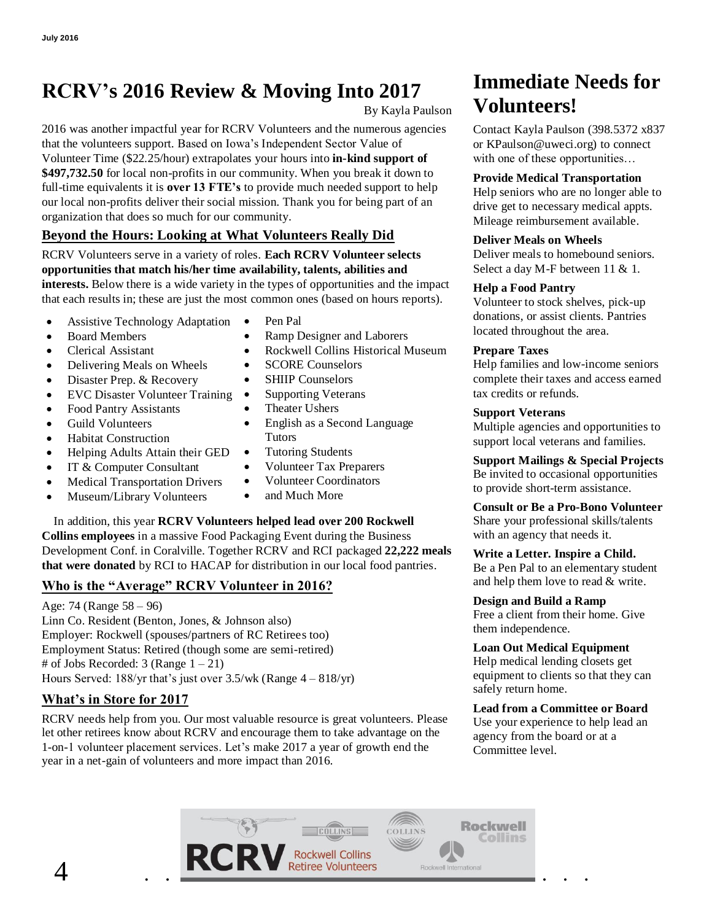# RCRV's 2016 Review & Moving Into 2017

By Kayla Paulson

2016 was another impactful year for RCRV Volunteers and the numerous agencies that the volunteers support. Based on Iowa's Independent Sector Value of Volunteer Time ($22.25/hour) extrapolates your hours into **in-kind support of $497,732.50** for local non-profits in our community. When you break it down to full-time equivalents it is **over 13 FTE's** to provide much needed support to help our local non-profits deliver their social mission. Thank you for being part of an organization that does so much for our community.

## Beyond the Hours: Looking at What Volunteers Really Did

RCRV Volunteers serve in a variety of roles. **Each RCRV Volunteer selects opportunities that match his/her time availability, talents, abilities and interests.** Below there is a wide variety in the types of opportunities and the impact that each results in; these are just the most common ones (based on hours reports).

- Assistive Technology Adaptation
- Board Members
- Clerical Assistant
- Delivering Meals on Wheels
- Disaster Prep. & Recovery
- EVC Disaster Volunteer Training
- Food Pantry Assistants
- Guild Volunteers
- Habitat Construction
- Helping Adults Attain their GED
- IT & Computer Consultant
- Medical Transportation Drivers
- Museum/Library Volunteers
- Pen Pal
- Ramp Designer and Laborers
- Rockwell Collins Historical Museum
- SCORE Counselors
- SHIIP Counselors
- Supporting Veterans
- Theater Ushers
- English as a Second Language Tutors
- Tutoring Students
- Volunteer Tax Preparers
- Volunteer Coordinators
- and Much More

In addition, this year **RCRV Volunteers helped lead over 200 Rockwell Collins employees** in a massive Food Packaging Event during the Business Development Conf. in Coralville. Together RCRV and RCI packaged **22,222 meals that were donated** by RCI to HACAP for distribution in our local food pantries.

## Who is the "Average" RCRV Volunteer in 2016?

Age: 74 (Range 58 – 96)
Linn Co. Resident (Benton, Jones, & Johnson also)
Employer: Rockwell (spouses/partners of RC Retirees too)
Employment Status: Retired (though some are semi-retired)
# of Jobs Recorded: 3 (Range 1 – 21)
Hours Served: 188/yr that's just over 3.5/wk (Range 4 – 818/yr)

## What's in Store for 2017

RCRV needs help from you. Our most valuable resource is great volunteers. Please let other retirees know about RCRV and encourage them to take advantage on the 1-on-1 volunteer placement services. Let's make 2017 a year of growth end the year in a net-gain of volunteers and more impact than 2016.

# Immediate Needs for Volunteers!

Contact Kayla Paulson (398.5372 x837 or KPaulson@uweci.org) to connect with one of these opportunities…

**Provide Medical Transportation**
Help seniors who are no longer able to drive get to necessary medical appts. Mileage reimbursement available.

**Deliver Meals on Wheels**
Deliver meals to homebound seniors. Select a day M-F between 11 & 1.

**Help a Food Pantry**
Volunteer to stock shelves, pick-up donations, or assist clients. Pantries located throughout the area.

**Prepare Taxes**
Help families and low-income seniors complete their taxes and access earned tax credits or refunds.

**Support Veterans**
Multiple agencies and opportunities to support local veterans and families.

**Support Mailings & Special Projects**
Be invited to occasional opportunities to provide short-term assistance.

**Consult or Be a Pro-Bono Volunteer**
Share your professional skills/talents with an agency that needs it.

**Write a Letter. Inspire a Child.**
Be a Pen Pal to an elementary student and help them love to read & write.

**Design and Build a Ramp**
Free a client from their home. Give them independence.

**Loan Out Medical Equipment**
Help medical lending closets get equipment to clients so that they can safely return home.

**Lead from a Committee or Board**
Use your experience to help lead an agency from the board or at a Committee level.